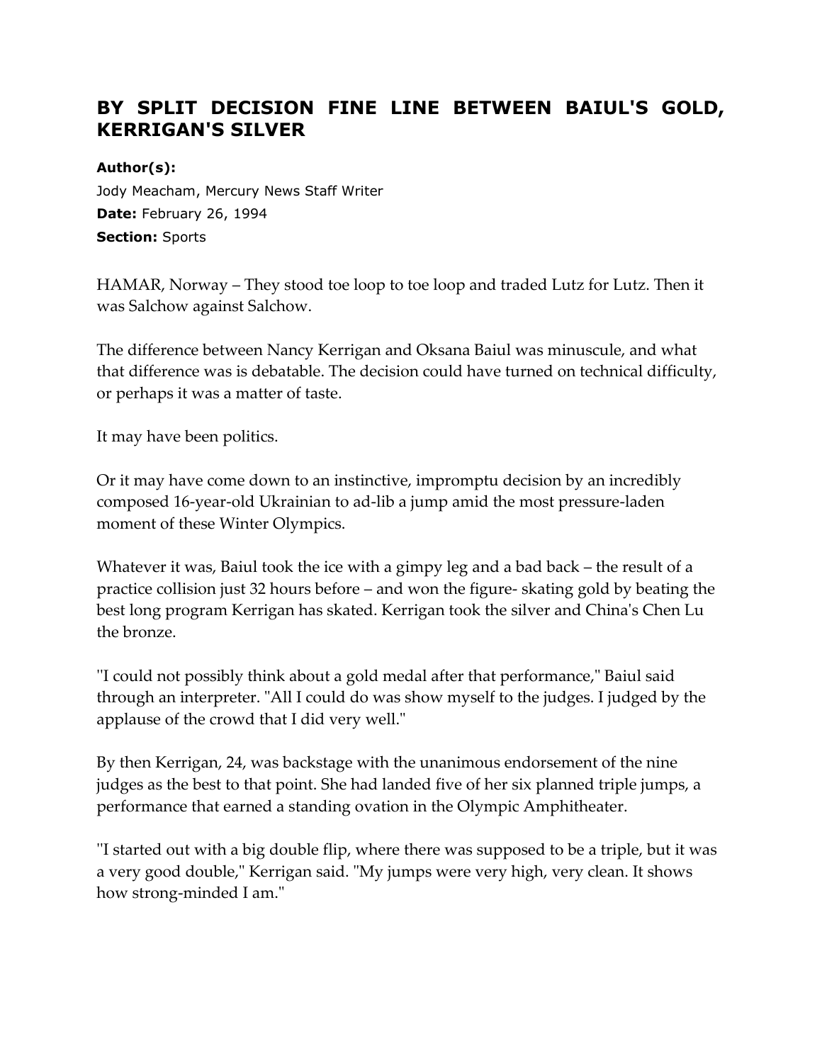# BY SPLIT DECISION FINE LINE BETWEEN BAIUL'S GOLD, KERRIGAN'S SILVER

**Author(s):**
Jody Meacham, Mercury News Staff Writer
**Date:** February 26, 1994
**Section:** Sports

HAMAR, Norway – They stood toe loop to toe loop and traded Lutz for Lutz. Then it was Salchow against Salchow.

The difference between Nancy Kerrigan and Oksana Baiul was minuscule, and what that difference was is debatable. The decision could have turned on technical difficulty, or perhaps it was a matter of taste.

It may have been politics.

Or it may have come down to an instinctive, impromptu decision by an incredibly composed 16-year-old Ukrainian to ad-lib a jump amid the most pressure-laden moment of these Winter Olympics.

Whatever it was, Baiul took the ice with a gimpy leg and a bad back – the result of a practice collision just 32 hours before – and won the figure- skating gold by beating the best long program Kerrigan has skated. Kerrigan took the silver and China's Chen Lu the bronze.

''I could not possibly think about a gold medal after that performance,'' Baiul said through an interpreter. "All I could do was show myself to the judges. I judged by the applause of the crowd that I did very well."

By then Kerrigan, 24, was backstage with the unanimous endorsement of the nine judges as the best to that point. She had landed five of her six planned triple jumps, a performance that earned a standing ovation in the Olympic Amphitheater.

''I started out with a big double flip, where there was supposed to be a triple, but it was a very good double,'' Kerrigan said. "My jumps were very high, very clean. It shows how strong-minded I am.''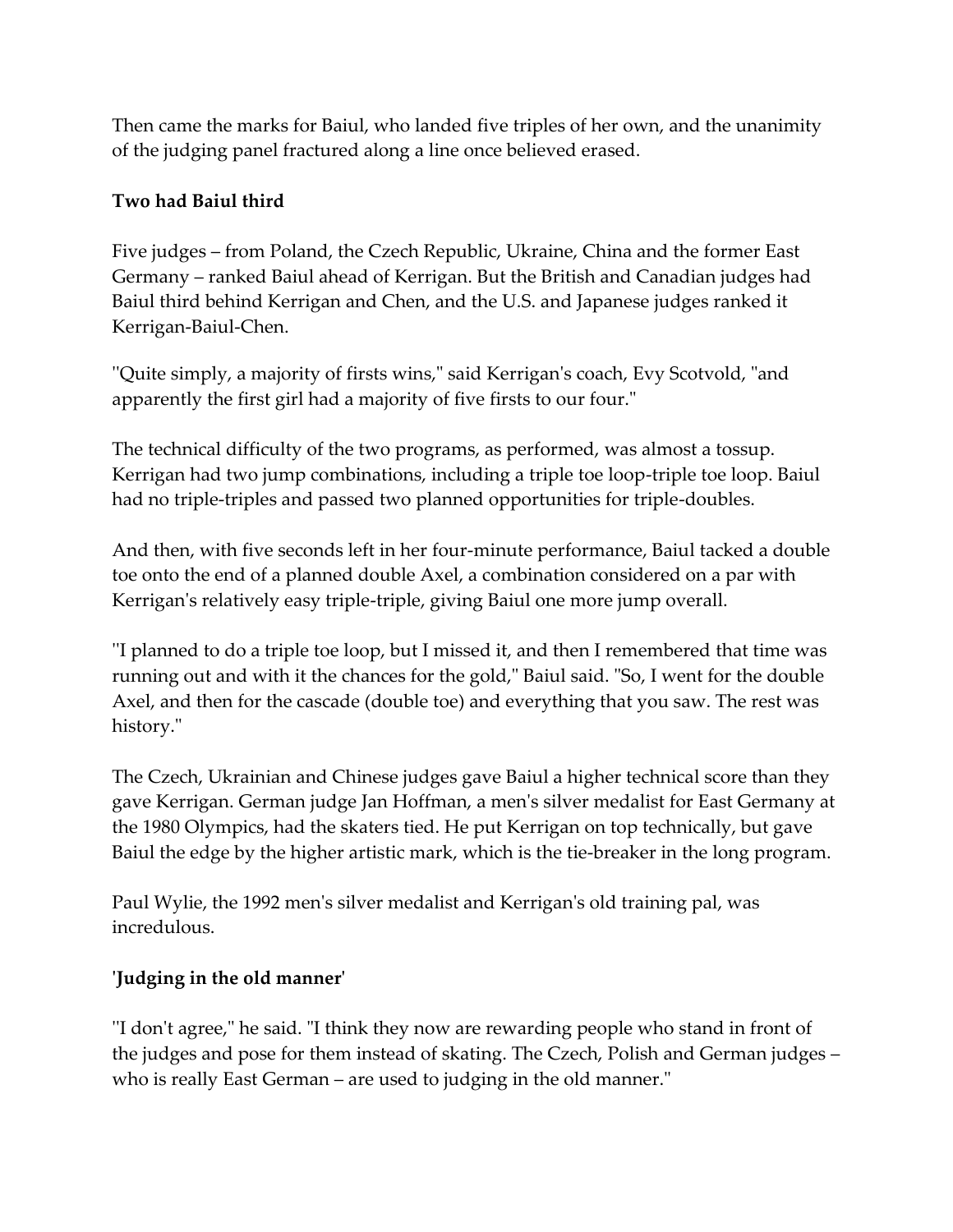Then came the marks for Baiul, who landed five triples of her own, and the unanimity of the judging panel fractured along a line once believed erased.

**Two had Baiul third**

Five judges – from Poland, the Czech Republic, Ukraine, China and the former East Germany – ranked Baiul ahead of Kerrigan. But the British and Canadian judges had Baiul third behind Kerrigan and Chen, and the U.S. and Japanese judges ranked it Kerrigan-Baiul-Chen.

"Quite simply, a majority of firsts wins," said Kerrigan's coach, Evy Scotvold, "and apparently the first girl had a majority of five firsts to our four."

The technical difficulty of the two programs, as performed, was almost a tossup. Kerrigan had two jump combinations, including a triple toe loop-triple toe loop. Baiul had no triple-triples and passed two planned opportunities for triple-doubles.

And then, with five seconds left in her four-minute performance, Baiul tacked a double toe onto the end of a planned double Axel, a combination considered on a par with Kerrigan's relatively easy triple-triple, giving Baiul one more jump overall.

"I planned to do a triple toe loop, but I missed it, and then I remembered that time was running out and with it the chances for the gold," Baiul said. "So, I went for the double Axel, and then for the cascade (double toe) and everything that you saw. The rest was history."

The Czech, Ukrainian and Chinese judges gave Baiul a higher technical score than they gave Kerrigan. German judge Jan Hoffman, a men's silver medalist for East Germany at the 1980 Olympics, had the skaters tied. He put Kerrigan on top technically, but gave Baiul the edge by the higher artistic mark, which is the tie-breaker in the long program.

Paul Wylie, the 1992 men's silver medalist and Kerrigan's old training pal, was incredulous.

**'Judging in the old manner'**

"I don't agree," he said. "I think they now are rewarding people who stand in front of the judges and pose for them instead of skating. The Czech, Polish and German judges – who is really East German – are used to judging in the old manner."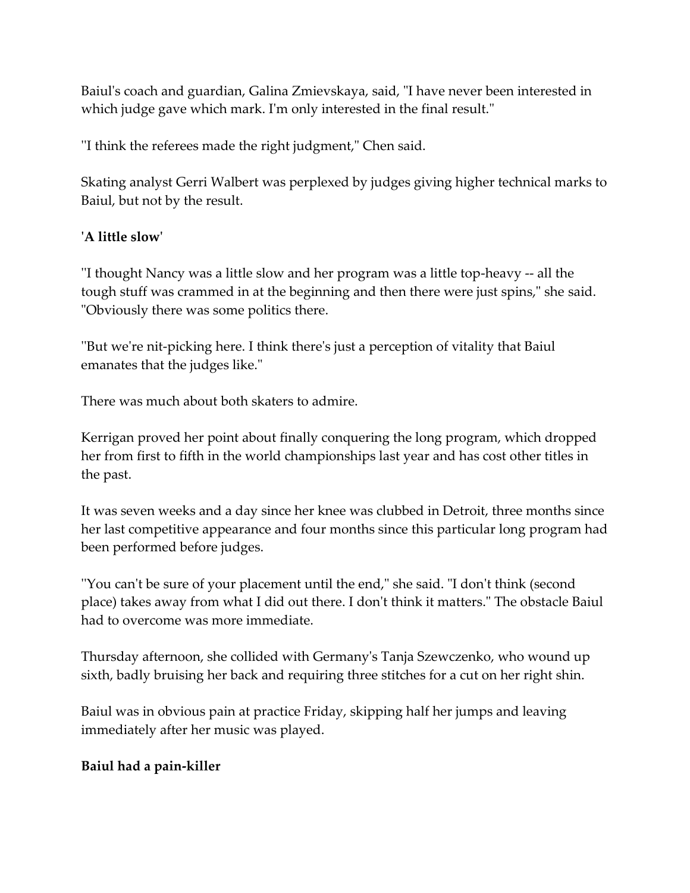Baiul's coach and guardian, Galina Zmievskaya, said, "I have never been interested in which judge gave which mark. I'm only interested in the final result."

''I think the referees made the right judgment," Chen said.

Skating analyst Gerri Walbert was perplexed by judges giving higher technical marks to Baiul, but not by the result.

**'A little slow'**

''I thought Nancy was a little slow and her program was a little top-heavy -- all the tough stuff was crammed in at the beginning and then there were just spins," she said. "Obviously there was some politics there.

''But we're nit-picking here. I think there's just a perception of vitality that Baiul emanates that the judges like."

There was much about both skaters to admire.

Kerrigan proved her point about finally conquering the long program, which dropped her from first to fifth in the world championships last year and has cost other titles in the past.

It was seven weeks and a day since her knee was clubbed in Detroit, three months since her last competitive appearance and four months since this particular long program had been performed before judges.

''You can't be sure of your placement until the end," she said. "I don't think (second place) takes away from what I did out there. I don't think it matters." The obstacle Baiul had to overcome was more immediate.

Thursday afternoon, she collided with Germany's Tanja Szewczenko, who wound up sixth, badly bruising her back and requiring three stitches for a cut on her right shin.

Baiul was in obvious pain at practice Friday, skipping half her jumps and leaving immediately after her music was played.

**Baiul had a pain-killer**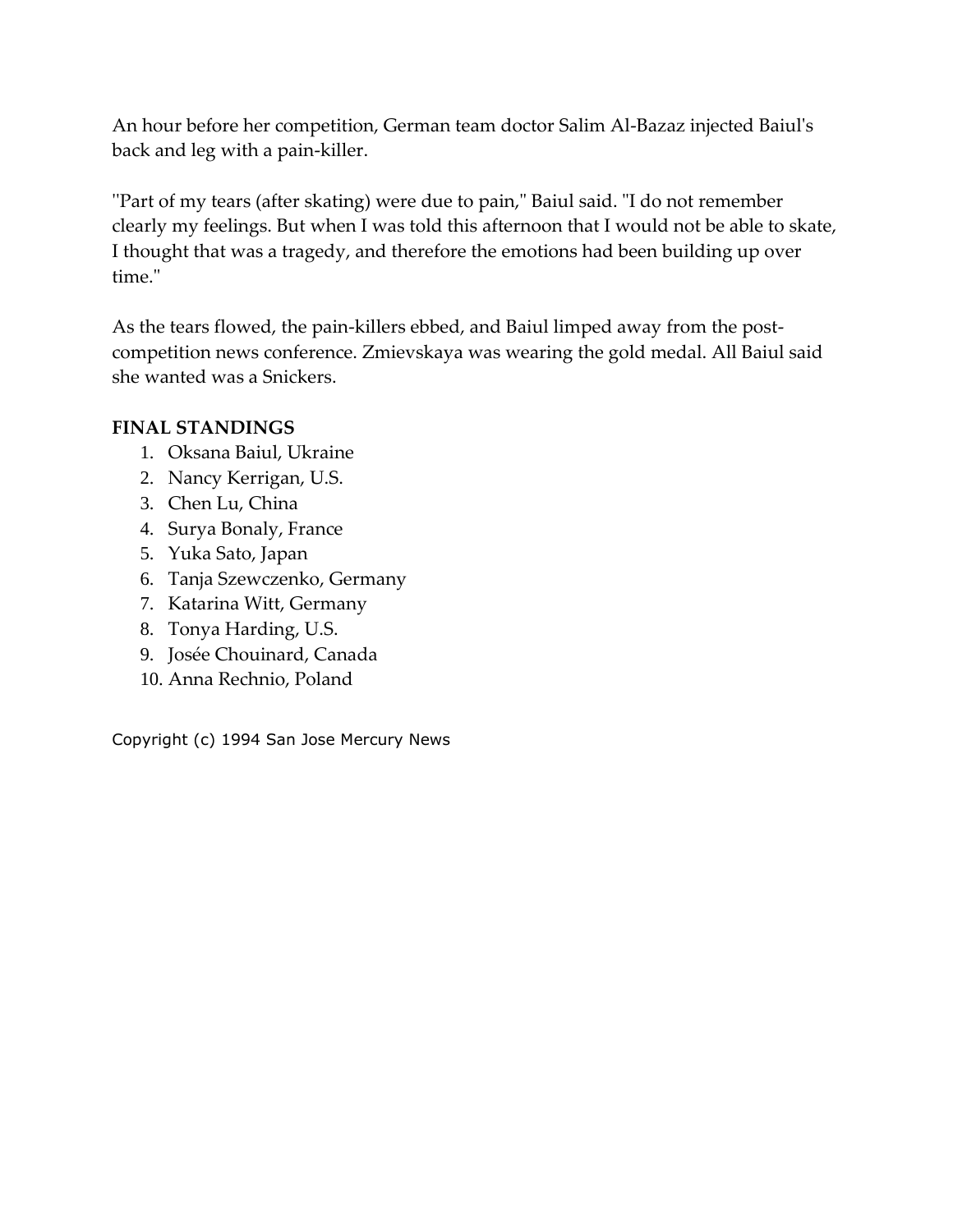An hour before her competition, German team doctor Salim Al-Bazaz injected Baiul's back and leg with a pain-killer.

''Part of my tears (after skating) were due to pain," Baiul said. "I do not remember clearly my feelings. But when I was told this afternoon that I would not be able to skate, I thought that was a tragedy, and therefore the emotions had been building up over time."

As the tears flowed, the pain-killers ebbed, and Baiul limped away from the post-competition news conference. Zmievskaya was wearing the gold medal. All Baiul said she wanted was a Snickers.

**FINAL STANDINGS**

1. Oksana Baiul, Ukraine
2. Nancy Kerrigan, U.S.
3. Chen Lu, China
4. Surya Bonaly, France
5. Yuka Sato, Japan
6. Tanja Szewczenko, Germany
7. Katarina Witt, Germany
8. Tonya Harding, U.S.
9. Josée Chouinard, Canada
10. Anna Rechnio, Poland

Copyright (c) 1994 San Jose Mercury News